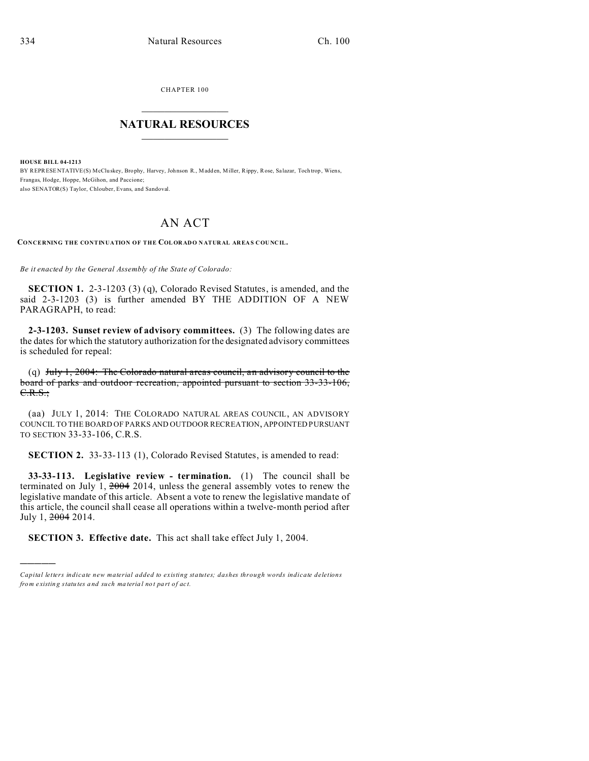CHAPTER 100

# NATURAL RESOURCES

**HOUSE BILL 04-1213**

BY REPRESENTATIVE(S) McCluskey, Brophy, Harvey, Johnson R., Madden, Miller, Rippy, Rose, Salazar, Tochtrop, Wiens, Frangas, Hodge, Hoppe, McGihon, and Paccione;
also SENATOR(S) Taylor, Chlouber, Evans, and Sandoval.

# AN ACT

**CONCERNING THE CONTINUATION OF THE COLORADO NATURAL AREAS COUNCIL.**

*Be it enacted by the General Assembly of the State of Colorado:*

**SECTION 1.** 2-3-1203 (3) (q), Colorado Revised Statutes, is amended, and the said 2-3-1203 (3) is further amended BY THE ADDITION OF A NEW PARAGRAPH, to read:

**2-3-1203. Sunset review of advisory committees.** (3) The following dates are the dates for which the statutory authorization for the designated advisory committees is scheduled for repeal:

(q) ~~July 1, 2004: The Colorado natural areas council, an advisory council to the board of parks and outdoor recreation, appointed pursuant to section 33-33-106, C.R.S.;~~

(aa) JULY 1, 2014: THE COLORADO NATURAL AREAS COUNCIL, AN ADVISORY COUNCIL TO THE BOARD OF PARKS AND OUTDOOR RECREATION, APPOINTED PURSUANT TO SECTION 33-33-106, C.R.S.

**SECTION 2.** 33-33-113 (1), Colorado Revised Statutes, is amended to read:

**33-33-113. Legislative review - termination.** (1) The council shall be terminated on July 1, ~~2004~~ 2014, unless the general assembly votes to renew the legislative mandate of this article. Absent a vote to renew the legislative mandate of this article, the council shall cease all operations within a twelve-month period after July 1, ~~2004~~ 2014.

**SECTION 3. Effective date.** This act shall take effect July 1, 2004.

---

*Capital letters indicate new material added to existing statutes; dashes through words indicate deletions from existing statutes and such material not part of act.*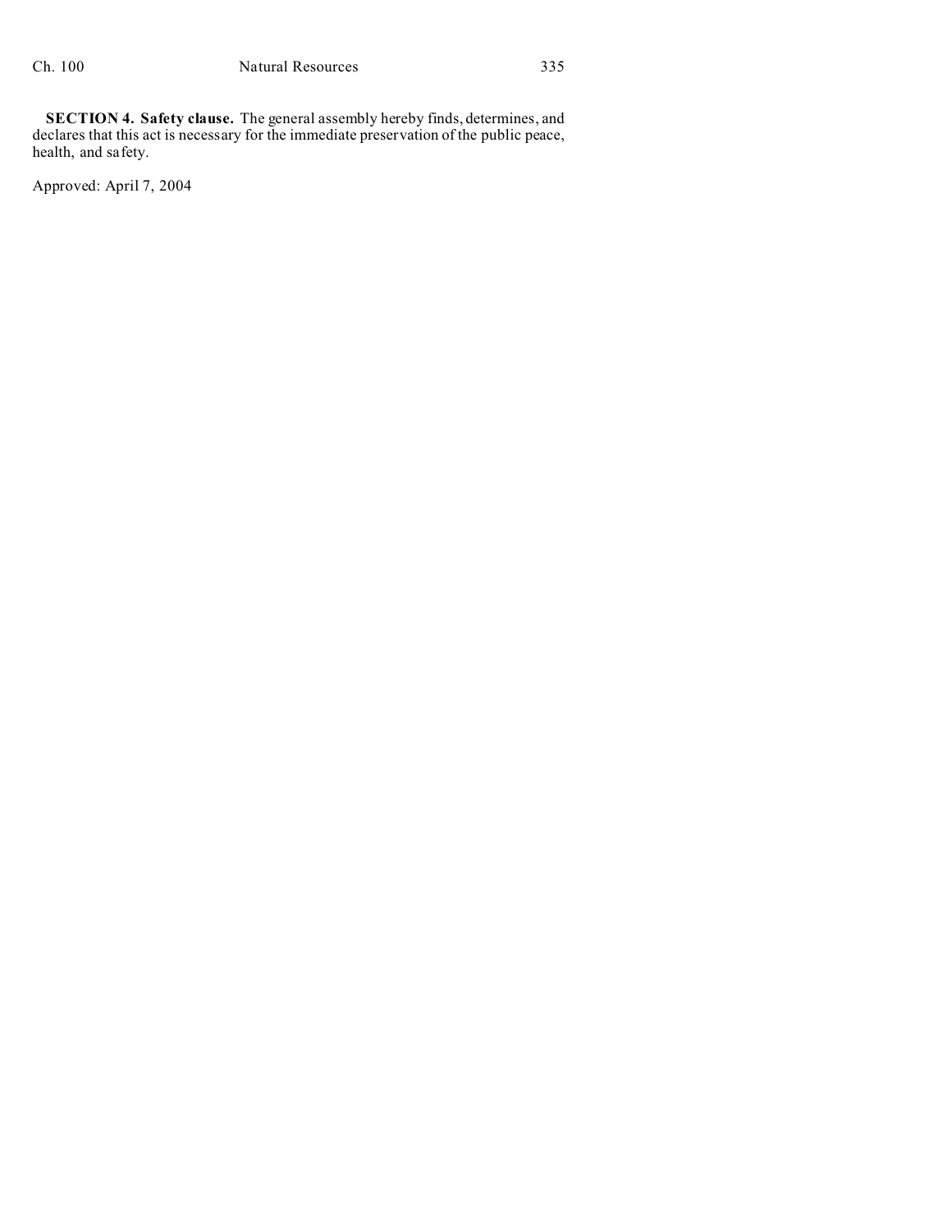**SECTION 4. Safety clause.** The general assembly hereby finds, determines, and declares that this act is necessary for the immediate preservation of the public peace, health, and safety.

Approved: April 7, 2004